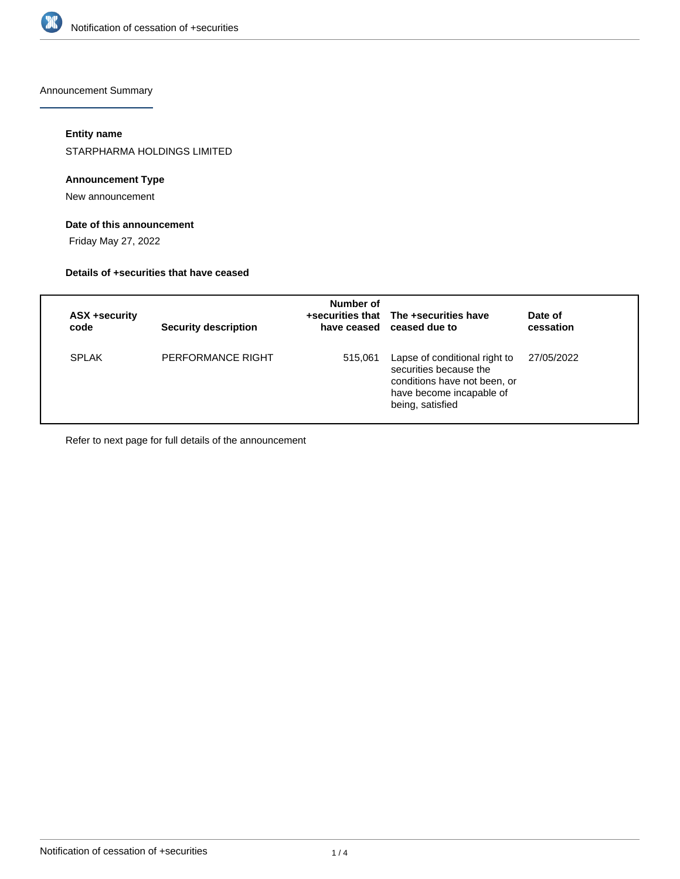# Notification of cessation of +securities

## Announcement Summary

### Entity name

STARPHARMA HOLDINGS LIMITED

### Announcement Type

New announcement

### Date of this announcement

Friday May 27, 2022

### Details of +securities that have ceased

| ASX +security code | Security description | Number of +securities that have ceased | The +securities have ceased due to | Date of cessation |
|---|---|---|---|---|
| SPLAK | PERFORMANCE RIGHT | 515,061 | Lapse of conditional right to securities because the conditions have not been, or have become incapable of being, satisfied | 27/05/2022 |

Refer to next page for full details of the announcement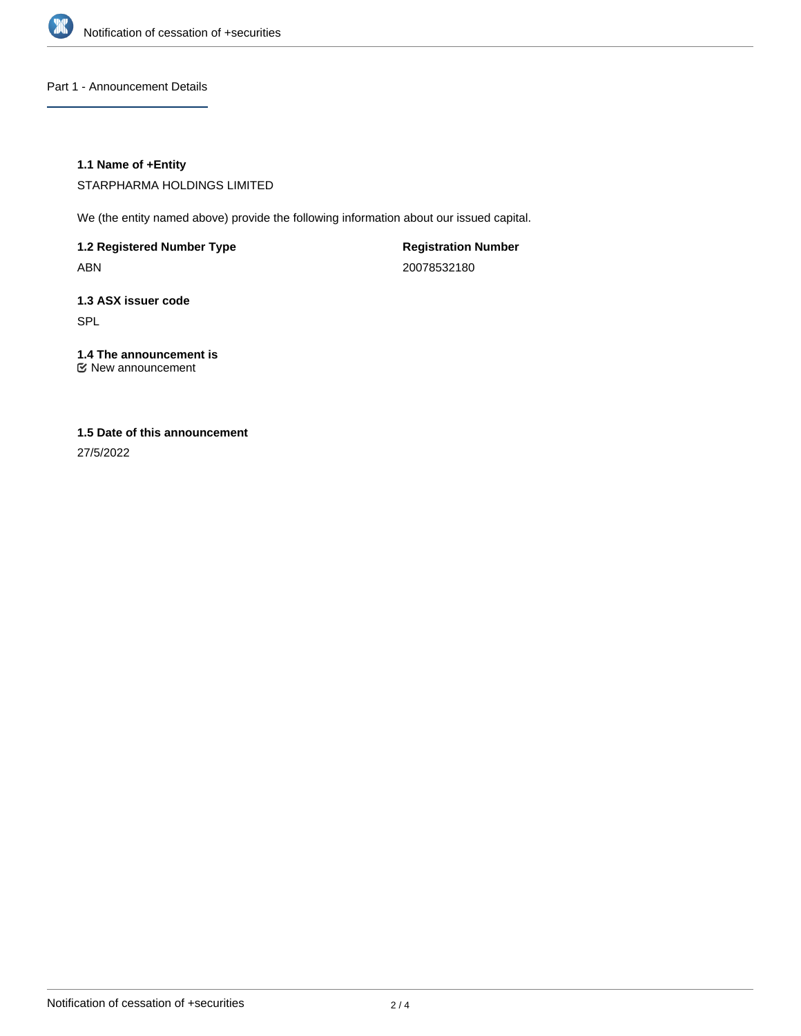## Part 1 - Announcement Details

### 1.1 Name of +Entity

STARPHARMA HOLDINGS LIMITED

We (the entity named above) provide the following information about our issued capital.

**1.2 Registered Number Type**

ABN

**Registration Number**

20078532180

### 1.3 ASX issuer code

SPL

### 1.4 The announcement is

☑ New announcement

### 1.5 Date of this announcement

27/5/2022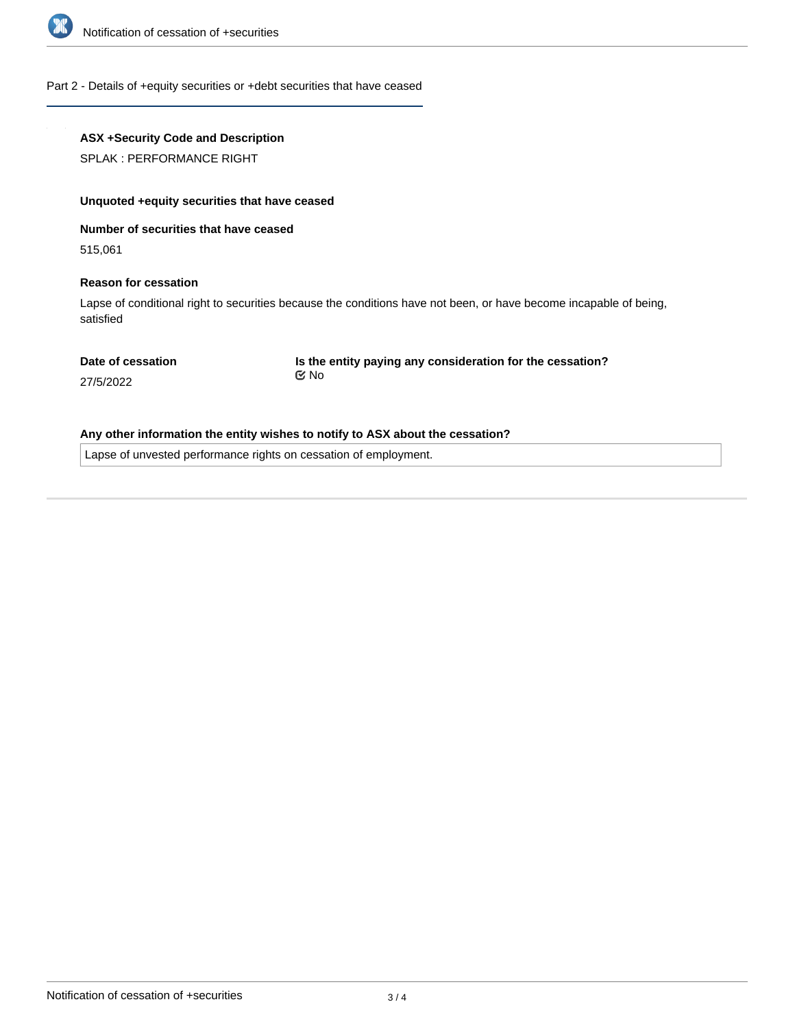## Part 2 - Details of +equity securities or +debt securities that have ceased

**ASX +Security Code and Description**

SPLAK : PERFORMANCE RIGHT

**Unquoted +equity securities that have ceased**

**Number of securities that have ceased**

515,061

**Reason for cessation**

Lapse of conditional right to securities because the conditions have not been, or have become incapable of being, satisfied

**Date of cessation**

27/5/2022

**Is the entity paying any consideration for the cessation?**

☑ No

**Any other information the entity wishes to notify to ASX about the cessation?**

Lapse of unvested performance rights on cessation of employment.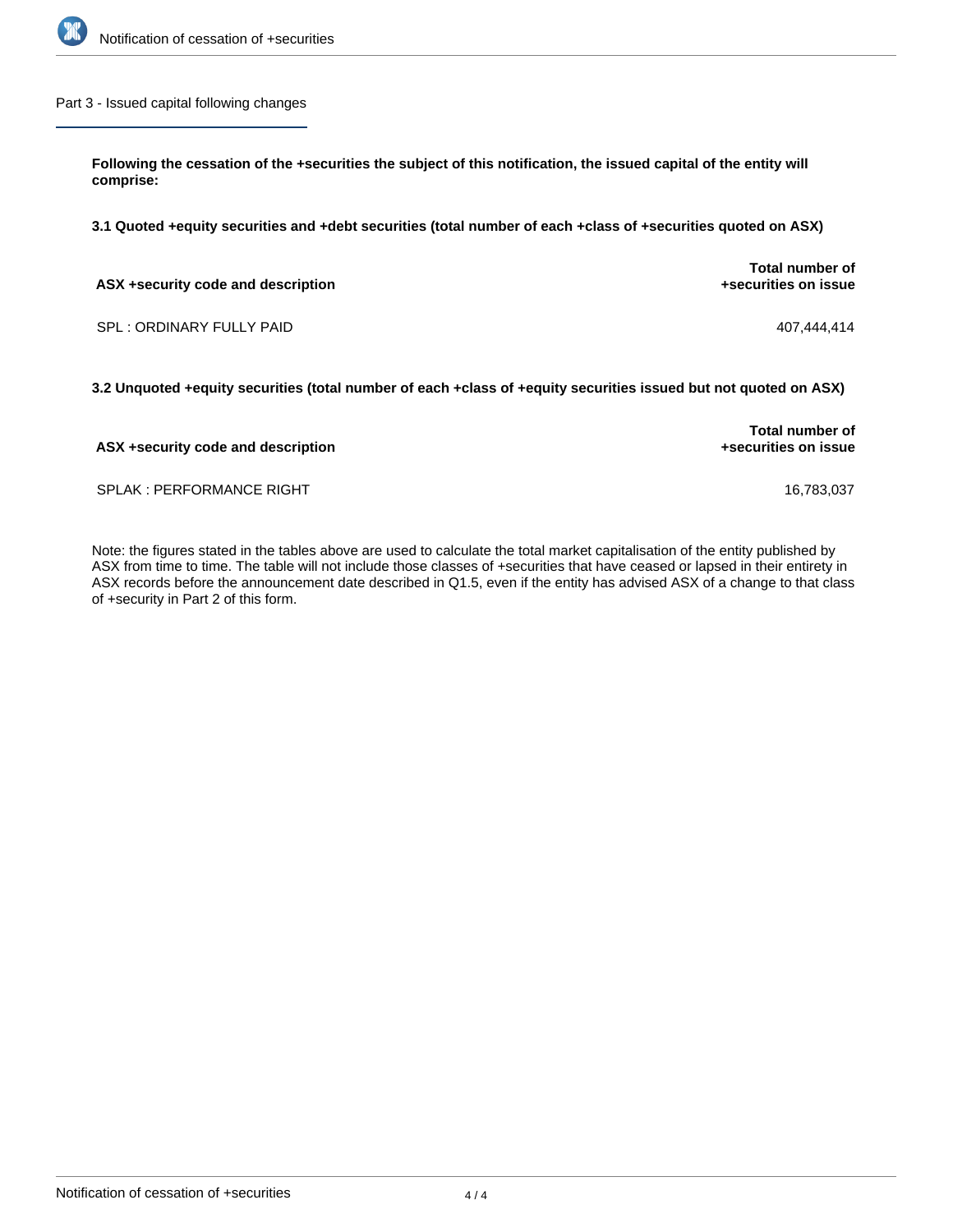## Part 3 - Issued capital following changes

**Following the cessation of the +securities the subject of this notification, the issued capital of the entity will comprise:**

**3.1 Quoted +equity securities and +debt securities (total number of each +class of +securities quoted on ASX)**

| ASX +security code and description | Total number of +securities on issue |
| --- | --- |
| SPL : ORDINARY FULLY PAID | 407,444,414 |

**3.2 Unquoted +equity securities (total number of each +class of +equity securities issued but not quoted on ASX)**

| ASX +security code and description | Total number of +securities on issue |
| --- | --- |
| SPLAK : PERFORMANCE RIGHT | 16,783,037 |

Note: the figures stated in the tables above are used to calculate the total market capitalisation of the entity published by ASX from time to time. The table will not include those classes of +securities that have ceased or lapsed in their entirety in ASX records before the announcement date described in Q1.5, even if the entity has advised ASX of a change to that class of +security in Part 2 of this form.